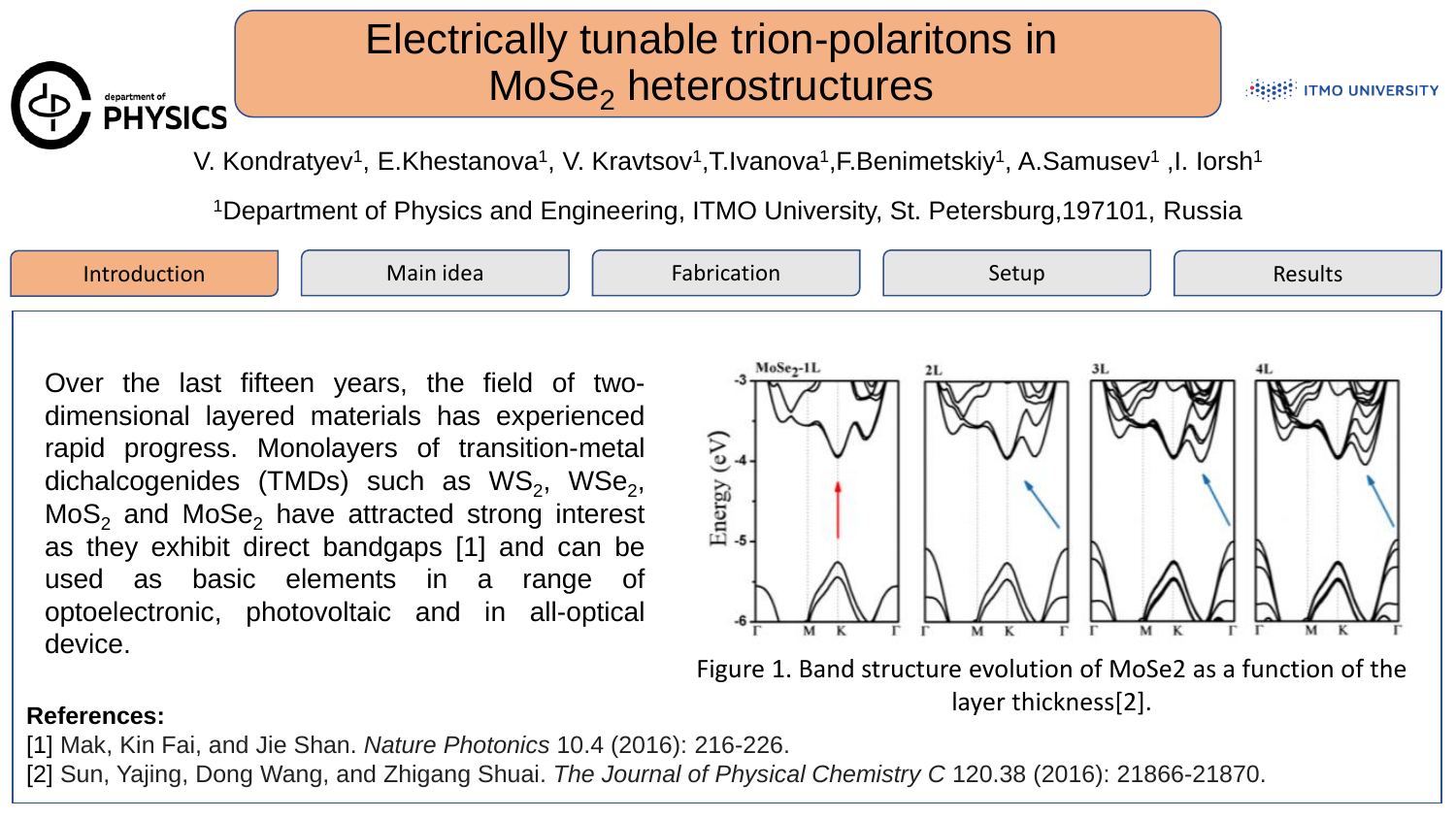# Electrically tunable trion-polaritons in $MoSe_2$ heterostructures

department of PHYSICS | ITMO UNIVERSITY

V. Kondratyev[1], E.Khestanova[1], V. Kravtsov[1],T.Ivanova[1],F.Benimetskiy[1], A.Samusev[1] ,I. Iorsh[1]

[1]Department of Physics and Engineering, ITMO University, St. Petersburg,197101, Russia

Introduction | Main idea | Fabrication | Setup | Results

Over the last fifteen years, the field of two-dimensional layered materials has experienced rapid progress. Monolayers of transition-metal dichalcogenides (TMDs) such as $WS_2$, $WSe_2$, $MoS_2$ and $MoSe_2$ have attracted strong interest as they exhibit direct bandgaps [1] and can be used as basic elements in a range of optoelectronic, photovoltaic and in all-optical device.

Figure 1. Band structure evolution of MoSe2 as a function of the layer thickness[2].

**References:**

[1] Mak, Kin Fai, and Jie Shan. *Nature Photonics* 10.4 (2016): 216-226.

[2] Sun, Yajing, Dong Wang, and Zhigang Shuai. *The Journal of Physical Chemistry C* 120.38 (2016): 21866-21870.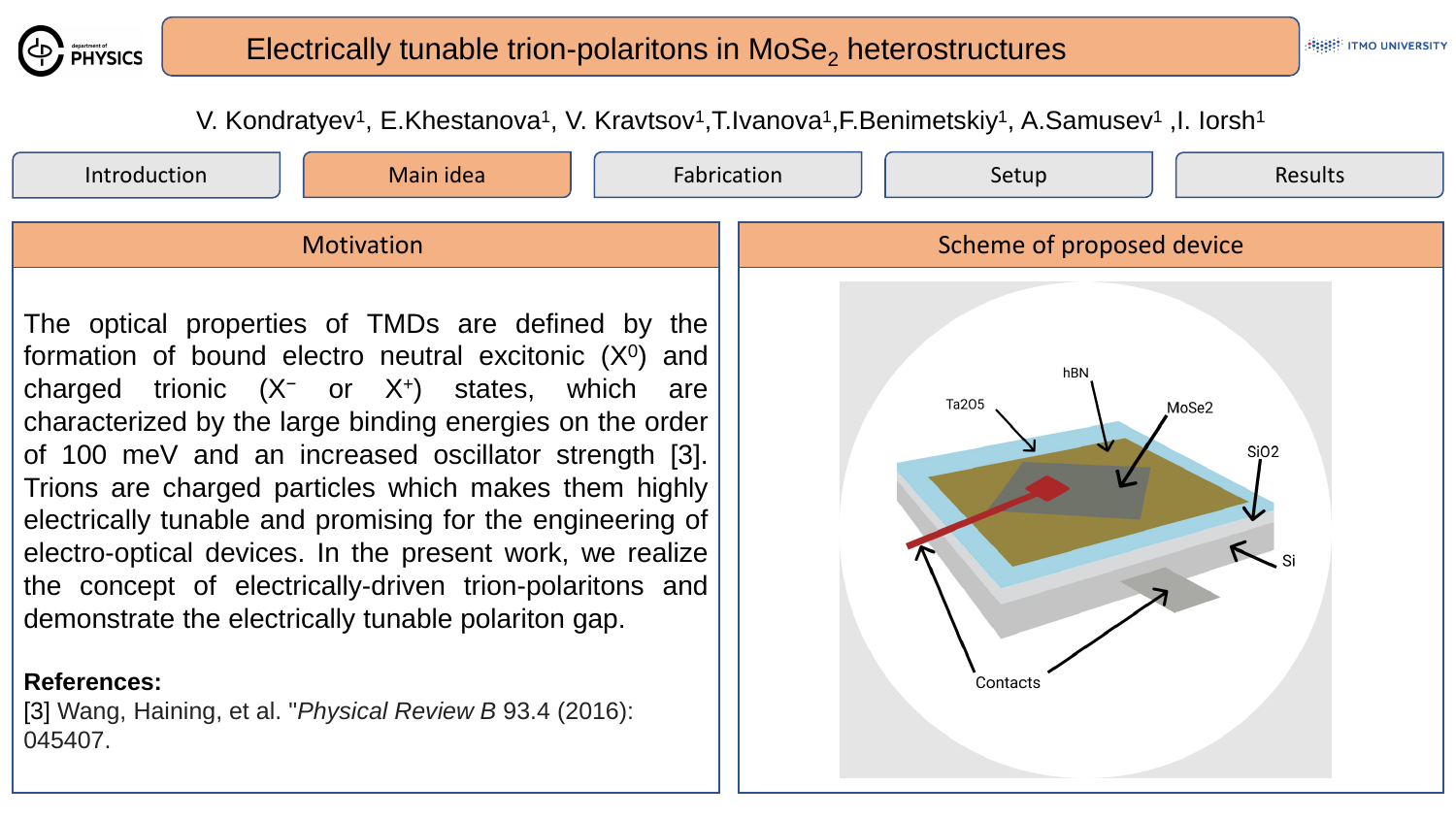# Electrically tunable trion-polaritons in $MoSe_2$ heterostructures

V. Kondratyev[1], E.Khestanova[1], V. Kravtsov[1],T.Ivanova[1],F.Benimetskiy[1], A.Samusev[1] ,I. Iorsh[1]

Introduction | Main idea | Fabrication | Setup | Results

## Motivation

The optical properties of TMDs are defined by the formation of bound electro neutral excitonic ($X^0$) and charged trionic ($X^-$ or $X^+$) states, which are characterized by the large binding energies on the order of 100 meV and an increased oscillator strength [3]. Trions are charged particles which makes them highly electrically tunable and promising for the engineering of electro-optical devices. In the present work, we realize the concept of electrically-driven trion-polaritons and demonstrate the electrically tunable polariton gap.

**References:**

[3] Wang, Haining, et al. "*Physical Review B* 93.4 (2016): 045407.

## Scheme of proposed device

hBN

Ta2O5

MoSe2

SiO2

Si

Contacts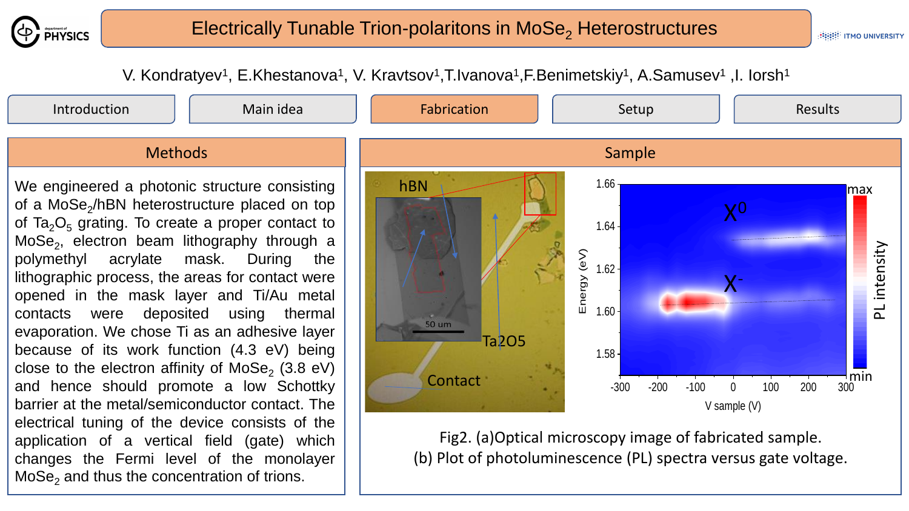# Electrically Tunable Trion-polaritons in $MoSe_2$ Heterostructures

V. Kondratyev[1], E.Khestanova[1], V. Kravtsov[1], T.Ivanova[1], F.Benimetskiy[1], A.Samusev[1], I. Iorsh[1]

Introduction | Main idea | Fabrication | Setup | Results

## Methods

We engineered a photonic structure consisting of a $MoSe_2$/hBN heterostructure placed on top of $Ta_2O_5$ grating. To create a proper contact to $MoSe_2$, electron beam lithography through a polymethyl acrylate mask. During the lithographic process, the areas for contact were opened in the mask layer and Ti/Au metal contacts were deposited using thermal evaporation. We chose Ti as an adhesive layer because of its work function (4.3 eV) being close to the electron affinity of $MoSe_2$ (3.8 eV) and hence should promote a low Schottky barrier at the metal/semiconductor contact. The electrical tuning of the device consists of the application of a vertical field (gate) which changes the Fermi level of the monolayer $MoSe_2$ and thus the concentration of trions.

## Sample

Fig2. (a)Optical microscopy image of fabricated sample.
(b) Plot of photoluminescence (PL) spectra versus gate voltage.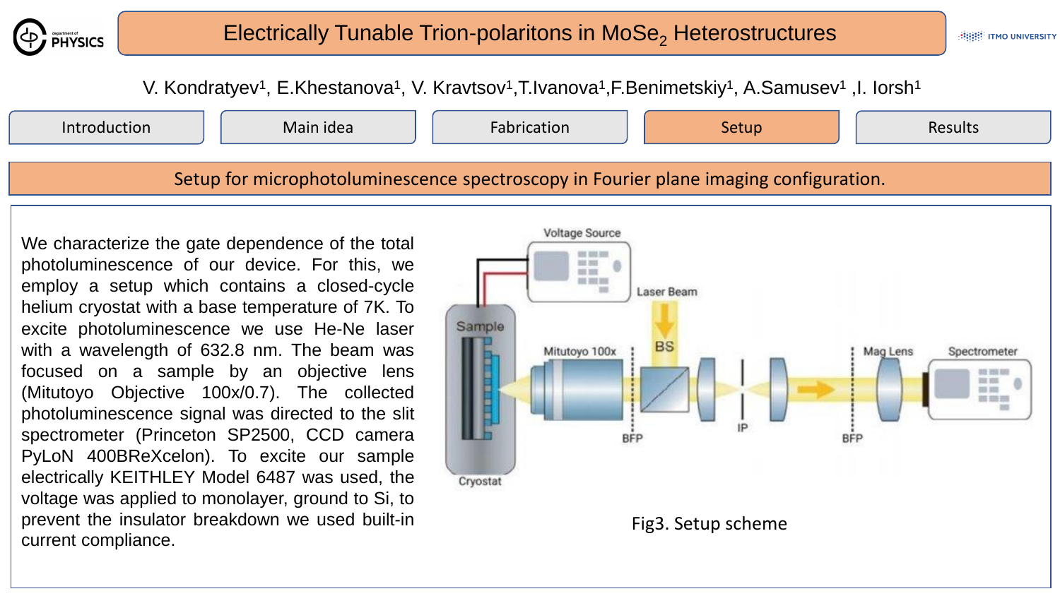# Electrically Tunable Trion-polaritons in $MoSe_2$ Heterostructures

V. Kondratyev[1], E.Khestanova[1], V. Kravtsov[1],T.Ivanova[1],F.Benimetskiy[1], A.Samusev[1] ,I. Iorsh[1]

Introduction | Main idea | Fabrication | Setup | Results

## Setup for microphotoluminescence spectroscopy in Fourier plane imaging configuration.

We characterize the gate dependence of the total photoluminescence of our device. For this, we employ a setup which contains a closed-cycle helium cryostat with a base temperature of 7K. To excite photoluminescence we use He-Ne laser with a wavelength of 632.8 nm. The beam was focused on a sample by an objective lens (Mitutoyo Objective 100x/0.7). The collected photoluminescence signal was directed to the slit spectrometer (Princeton SP2500, CCD camera PyLoN 400BReXcelon). To excite our sample electrically KEITHLEY Model 6487 was used, the voltage was applied to monolayer, ground to Si, to prevent the insulator breakdown we used built-in current compliance.

Voltage Source, Laser Beam, Sample, Mitutoyo 100x, BS, BFP, IP, Mag Lens, BFP, Spectrometer, Cryostat

Fig3. Setup scheme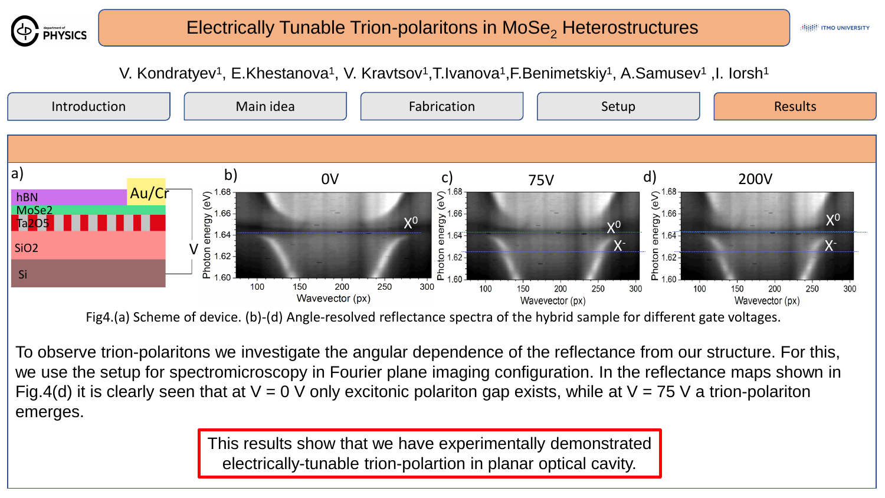# Electrically Tunable Trion-polaritons in $MoSe_2$ Heterostructures

V. Kondratyev[1], E.Khestanova[1], V. Kravtsov[1], T.Ivanova[1], F.Benimetskiy[1], A.Samusev[1], I. Iorsh[1]

Introduction | Main idea | Fabrication | Setup | **Results**

a)

hBN
MoSe2
Ta2O5
SiO2
Si
Au/Cr
V

b) 0V

c) 75V

d) 200V

Photon energy (eV)

1.68
1.66
1.64
1.62
1.60

Wavevector (px)

100
150
200
250
300

$X^0$

$X^-$

Fig4.(a) Scheme of device. (b)-(d) Angle-resolved reflectance spectra of the hybrid sample for different gate voltages.

To observe trion-polaritons we investigate the angular dependence of the reflectance from our structure. For this, we use the setup for spectromicroscopy in Fourier plane imaging configuration. In the reflectance maps shown in Fig.4(d) it is clearly seen that at V = 0 V only excitonic polariton gap exists, while at V = 75 V a trion-polariton emerges.

This results show that we have experimentally demonstrated electrically-tunable trion-polartion in planar optical cavity.